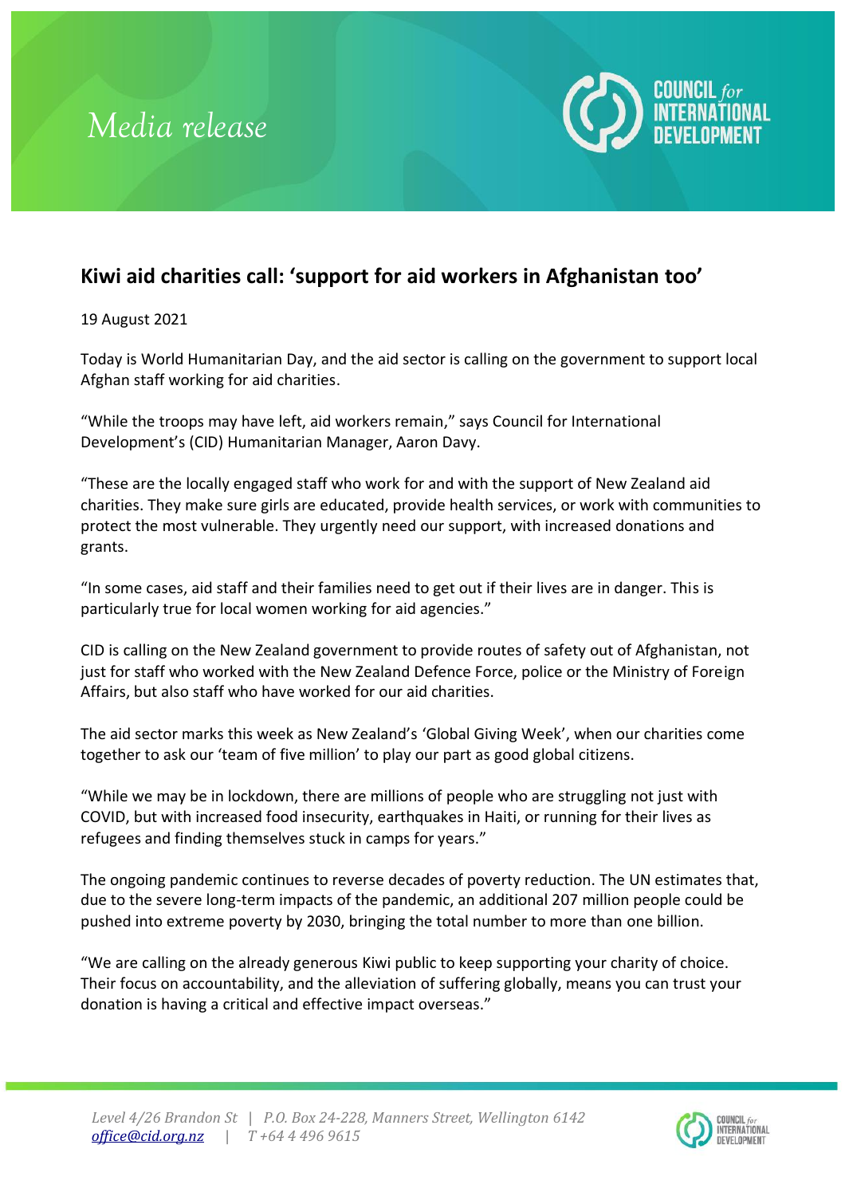Media release

# Kiwi aid charities call: 'support for aid workers in Afghanistan too'

19 August 2021

Today is World Humanitarian Day, and the aid sector is calling on the government to support local Afghan staff working for aid charities.

"While the troops may have left, aid workers remain," says Council for International Development's (CID) Humanitarian Manager, Aaron Davy.

"These are the locally engaged staff who work for and with the support of New Zealand aid charities. They make sure girls are educated, provide health services, or work with communities to protect the most vulnerable. They urgently need our support, with increased donations and grants.

"In some cases, aid staff and their families need to get out if their lives are in danger. This is particularly true for local women working for aid agencies."

CID is calling on the New Zealand government to provide routes of safety out of Afghanistan, not just for staff who worked with the New Zealand Defence Force, police or the Ministry of Foreign Affairs, but also staff who have worked for our aid charities.

The aid sector marks this week as New Zealand's 'Global Giving Week', when our charities come together to ask our 'team of five million' to play our part as good global citizens.

"While we may be in lockdown, there are millions of people who are struggling not just with COVID, but with increased food insecurity, earthquakes in Haiti, or running for their lives as refugees and finding themselves stuck in camps for years."

The ongoing pandemic continues to reverse decades of poverty reduction. The UN estimates that, due to the severe long-term impacts of the pandemic, an additional 207 million people could be pushed into extreme poverty by 2030, bringing the total number to more than one billion.

"We are calling on the already generous Kiwi public to keep supporting your charity of choice. Their focus on accountability, and the alleviation of suffering globally, means you can trust your donation is having a critical and effective impact overseas."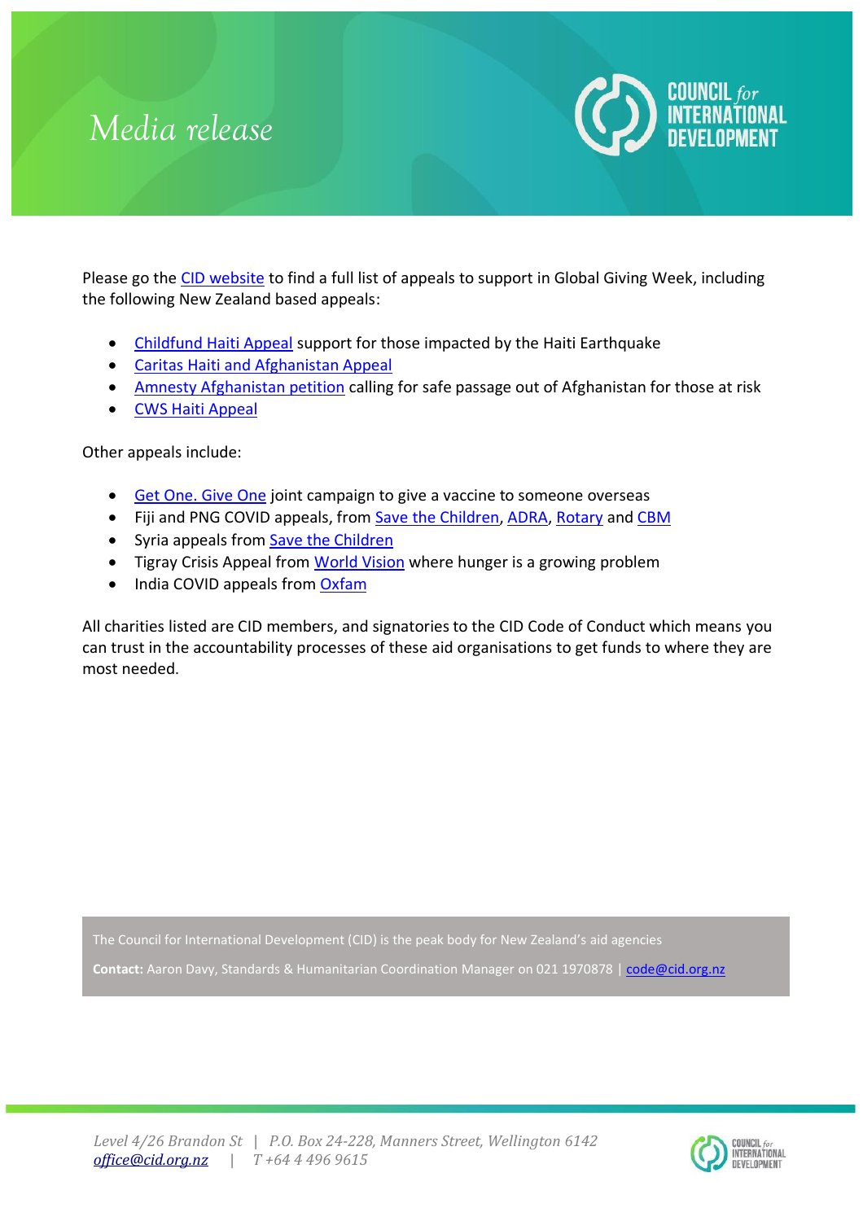Please go the CID website to find a full list of appeals to support in Global Giving Week, including the following New Zealand based appeals:

- Childfund Haiti Appeal support for those impacted by the Haiti Earthquake
- Caritas Haiti and Afghanistan Appeal
- Amnesty Afghanistan petition calling for safe passage out of Afghanistan for those at risk
- CWS Haiti Appeal

Other appeals include:

- Get One. Give One joint campaign to give a vaccine to someone overseas
- Fiji and PNG COVID appeals, from Save the Children, ADRA, Rotary and CBM
- Syria appeals from Save the Children
- Tigray Crisis Appeal from World Vision where hunger is a growing problem
- India COVID appeals from Oxfam

All charities listed are CID members, and signatories to the CID Code of Conduct which means you can trust in the accountability processes of these aid organisations to get funds to where they are most needed.

The Council for International Development (CID) is the peak body for New Zealand's aid agencies

**Contact:** Aaron Davy, Standards & Humanitarian Coordination Manager on 021 1970878 | code@cid.org.nz